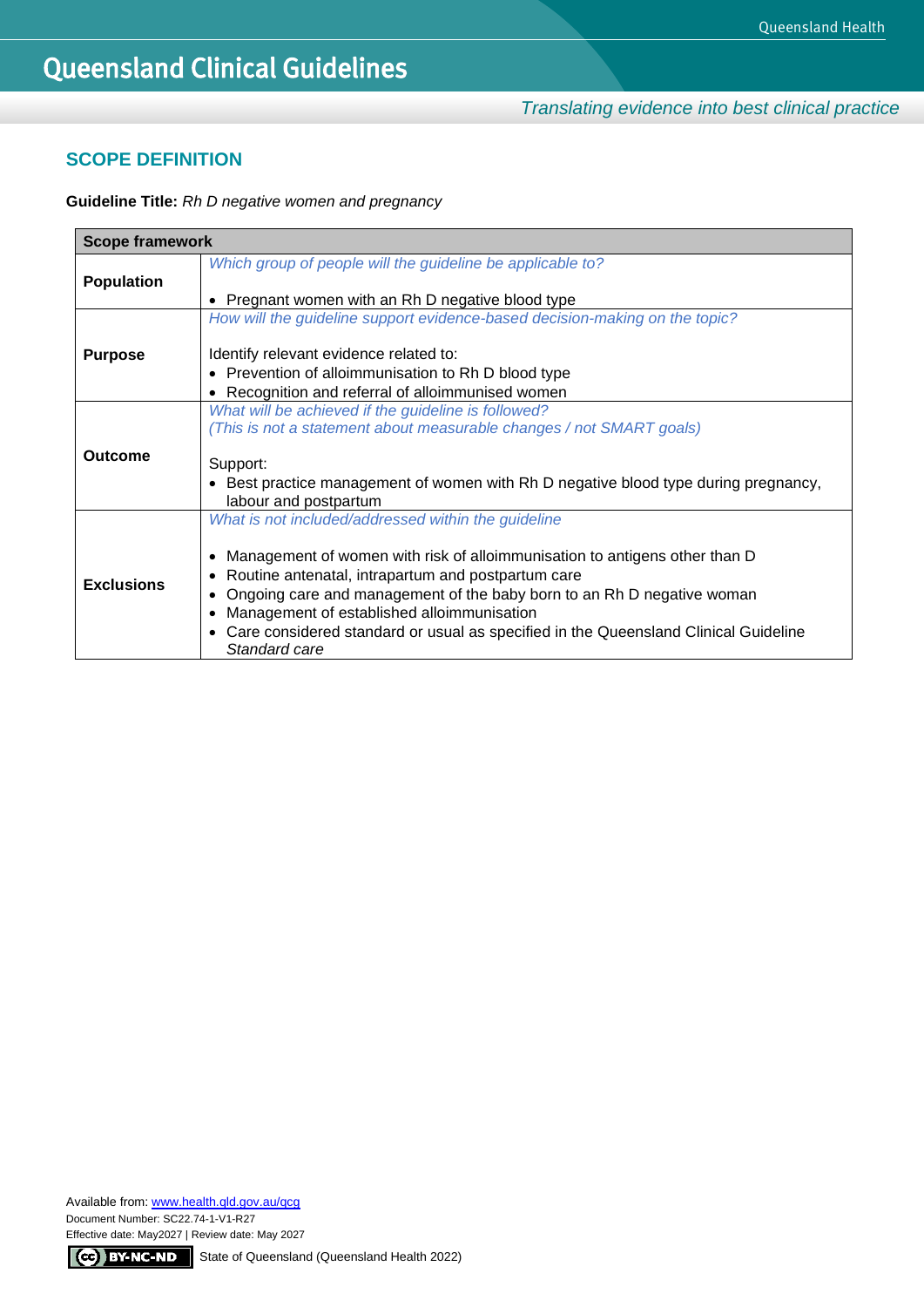# Queensland Clinical Guidelines

*Translating evidence into best clinical practice*

## SCOPE DEFINITION

**Guideline Title:** *Rh D negative women and pregnancy*

| Scope framework | |
|---|---|
| **Population** | *Which group of people will the guideline be applicable to?*<br><br>• Pregnant women with an Rh D negative blood type |
| **Purpose** | *How will the guideline support evidence-based decision-making on the topic?*<br><br>Identify relevant evidence related to:<br>• Prevention of alloimmunisation to Rh D blood type<br>• Recognition and referral of alloimmunised women |
| **Outcome** | *What will be achieved if the guideline is followed?*<br>*(This is not a statement about measurable changes / not SMART goals)*<br><br>Support:<br>• Best practice management of women with Rh D negative blood type during pregnancy, labour and postpartum |
| **Exclusions** | *What is not included/addressed within the guideline*<br><br>• Management of women with risk of alloimmunisation to antigens other than D<br>• Routine antenatal, intrapartum and postpartum care<br>• Ongoing care and management of the baby born to an Rh D negative woman<br>• Management of established alloimmunisation<br>• Care considered standard or usual as specified in the Queensland Clinical Guideline *Standard care* |

Available from: www.health.qld.gov.au/qcg
Document Number: SC22.74-1-V1-R27
Effective date: May2027 | Review date: May 2027

State of Queensland (Queensland Health 2022)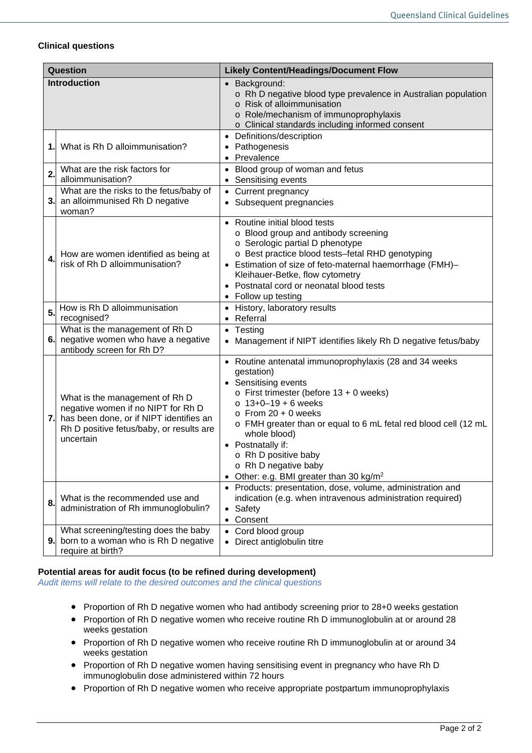**Clinical questions**

| Question | | Likely Content/Headings/Document Flow |
|---|---|---|
| **Introduction** | | • Background:<br>o Rh D negative blood type prevalence in Australian population<br>o Risk of alloimmunisation<br>o Role/mechanism of immunoprophylaxis<br>o Clinical standards including informed consent |
| **1.** | What is Rh D alloimmunisation? | • Definitions/description<br>• Pathogenesis<br>• Prevalence |
| **2.** | What are the risk factors for alloimmunisation? | • Blood group of woman and fetus<br>• Sensitising events |
| **3.** | What are the risks to the fetus/baby of an alloimmunised Rh D negative woman? | • Current pregnancy<br>• Subsequent pregnancies |
| **4.** | How are women identified as being at risk of Rh D alloimmunisation? | • Routine initial blood tests<br>o Blood group and antibody screening<br>o Serologic partial D phenotype<br>o Best practice blood tests–fetal RHD genotyping<br>• Estimation of size of feto-maternal haemorrhage (FMH)–Kleihauer-Betke, flow cytometry<br>• Postnatal cord or neonatal blood tests<br>• Follow up testing |
| **5.** | How is Rh D alloimmunisation recognised? | • History, laboratory results<br>• Referral |
| **6.** | What is the management of Rh D negative women who have a negative antibody screen for Rh D? | • Testing<br>• Management if NIPT identifies likely Rh D negative fetus/baby |
| **7.** | What is the management of Rh D negative women if no NIPT for Rh D has been done, or if NIPT identifies an Rh D positive fetus/baby, or results are uncertain | • Routine antenatal immunoprophylaxis (28 and 34 weeks gestation)<br>• Sensitising events<br>o First trimester (before 13 + 0 weeks)<br>o 13+0–19 + 6 weeks<br>o From 20 + 0 weeks<br>o FMH greater than or equal to 6 mL fetal red blood cell (12 mL whole blood)<br>• Postnatally if:<br>o Rh D positive baby<br>o Rh D negative baby<br>• Other: e.g. BMI greater than 30 kg/m$^2$ |
| **8.** | What is the recommended use and administration of Rh immunoglobulin? | • Products: presentation, dose, volume, administration and indication (e.g. when intravenous administration required)<br>• Safety<br>• Consent |
| **9.** | What screening/testing does the baby born to a woman who is Rh D negative require at birth? | • Cord blood group<br>• Direct antiglobulin titre |

**Potential areas for audit focus (to be refined during development)**

*Audit items will relate to the desired outcomes and the clinical questions*

- Proportion of Rh D negative women who had antibody screening prior to 28+0 weeks gestation
- Proportion of Rh D negative women who receive routine Rh D immunoglobulin at or around 28 weeks gestation
- Proportion of Rh D negative women who receive routine Rh D immunoglobulin at or around 34 weeks gestation
- Proportion of Rh D negative women having sensitising event in pregnancy who have Rh D immunoglobulin dose administered within 72 hours
- Proportion of Rh D negative women who receive appropriate postpartum immunoprophylaxis